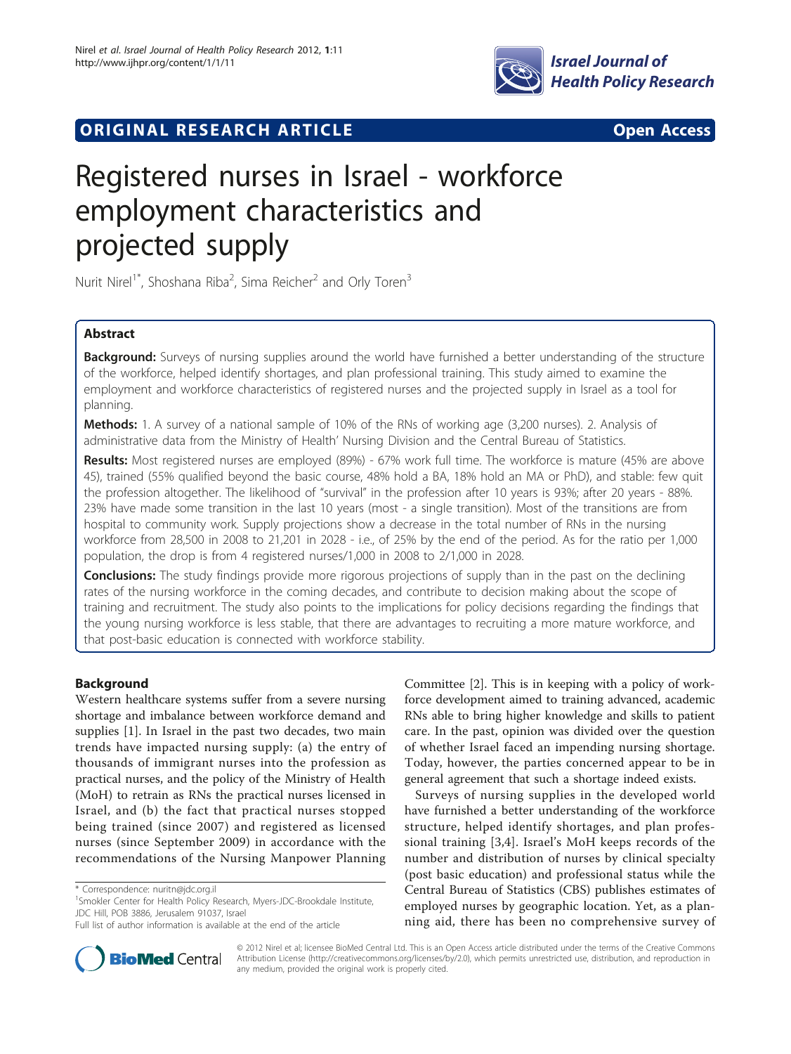**ORIGINAL RESEARCH ARTICLE** **Open Access**

# Registered nurses in Israel - workforce employment characteristics and projected supply

Nurit Nirel[1*], Shoshana Riba[2], Sima Reicher[2] and Orly Toren[3]

## Abstract

**Background:** Surveys of nursing supplies around the world have furnished a better understanding of the structure of the workforce, helped identify shortages, and plan professional training. This study aimed to examine the employment and workforce characteristics of registered nurses and the projected supply in Israel as a tool for planning.

**Methods:** 1. A survey of a national sample of 10% of the RNs of working age (3,200 nurses). 2. Analysis of administrative data from the Ministry of Health' Nursing Division and the Central Bureau of Statistics.

**Results:** Most registered nurses are employed (89%) - 67% work full time. The workforce is mature (45% are above 45), trained (55% qualified beyond the basic course, 48% hold a BA, 18% hold an MA or PhD), and stable: few quit the profession altogether. The likelihood of "survival" in the profession after 10 years is 93%; after 20 years - 88%. 23% have made some transition in the last 10 years (most - a single transition). Most of the transitions are from hospital to community work. Supply projections show a decrease in the total number of RNs in the nursing workforce from 28,500 in 2008 to 21,201 in 2028 - i.e., of 25% by the end of the period. As for the ratio per 1,000 population, the drop is from 4 registered nurses/1,000 in 2008 to 2/1,000 in 2028.

**Conclusions:** The study findings provide more rigorous projections of supply than in the past on the declining rates of the nursing workforce in the coming decades, and contribute to decision making about the scope of training and recruitment. The study also points to the implications for policy decisions regarding the findings that the young nursing workforce is less stable, that there are advantages to recruiting a more mature workforce, and that post-basic education is connected with workforce stability.

## Background

Western healthcare systems suffer from a severe nursing shortage and imbalance between workforce demand and supplies [1]. In Israel in the past two decades, two main trends have impacted nursing supply: (a) the entry of thousands of immigrant nurses into the profession as practical nurses, and the policy of the Ministry of Health (MoH) to retrain as RNs the practical nurses licensed in Israel, and (b) the fact that practical nurses stopped being trained (since 2007) and registered as licensed nurses (since September 2009) in accordance with the recommendations of the Nursing Manpower Planning Committee [2]. This is in keeping with a policy of workforce development aimed to training advanced, academic RNs able to bring higher knowledge and skills to patient care. In the past, opinion was divided over the question of whether Israel faced an impending nursing shortage. Today, however, the parties concerned appear to be in general agreement that such a shortage indeed exists.

Surveys of nursing supplies in the developed world have furnished a better understanding of the workforce structure, helped identify shortages, and plan professional training [3,4]. Israel's MoH keeps records of the number and distribution of nurses by clinical specialty (post basic education) and professional status while the Central Bureau of Statistics (CBS) publishes estimates of employed nurses by geographic location. Yet, as a planning aid, there has been no comprehensive survey of

---

\* Correspondence: nuritn@jdc.org.il
[1]Smokler Center for Health Policy Research, Myers-JDC-Brookdale Institute, JDC Hill, POB 3886, Jerusalem 91037, Israel
Full list of author information is available at the end of the article

© 2012 Nirel et al; licensee BioMed Central Ltd. This is an Open Access article distributed under the terms of the Creative Commons Attribution License (http://creativecommons.org/licenses/by/2.0), which permits unrestricted use, distribution, and reproduction in any medium, provided the original work is properly cited.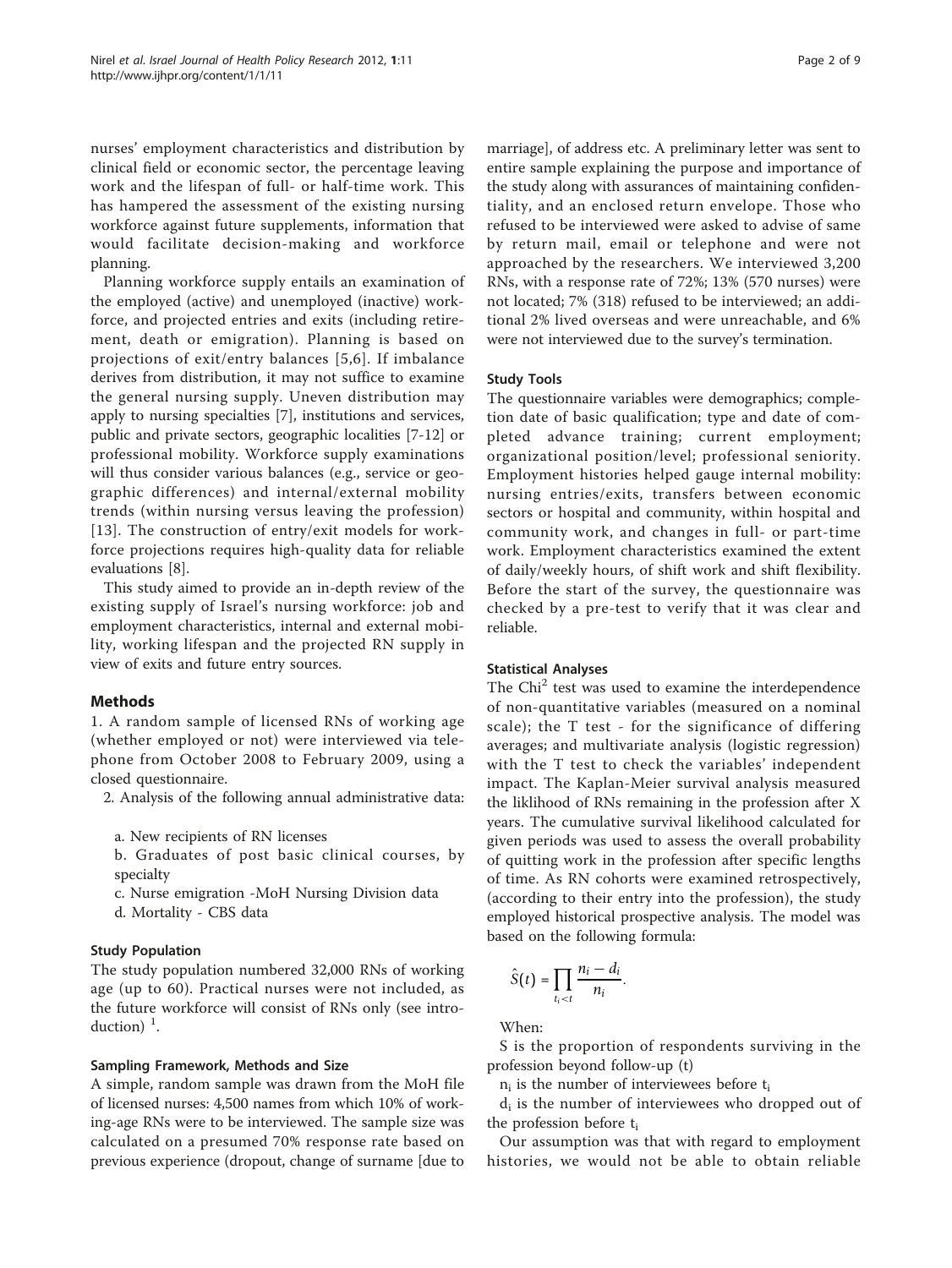nurses' employment characteristics and distribution by clinical field or economic sector, the percentage leaving work and the lifespan of full- or half-time work. This has hampered the assessment of the existing nursing workforce against future supplements, information that would facilitate decision-making and workforce planning.

Planning workforce supply entails an examination of the employed (active) and unemployed (inactive) workforce, and projected entries and exits (including retirement, death or emigration). Planning is based on projections of exit/entry balances [5,6]. If imbalance derives from distribution, it may not suffice to examine the general nursing supply. Uneven distribution may apply to nursing specialties [7], institutions and services, public and private sectors, geographic localities [7-12] or professional mobility. Workforce supply examinations will thus consider various balances (e.g., service or geographic differences) and internal/external mobility trends (within nursing versus leaving the profession) [13]. The construction of entry/exit models for workforce projections requires high-quality data for reliable evaluations [8].

This study aimed to provide an in-depth review of the existing supply of Israel's nursing workforce: job and employment characteristics, internal and external mobility, working lifespan and the projected RN supply in view of exits and future entry sources.

## Methods

1. A random sample of licensed RNs of working age (whether employed or not) were interviewed via telephone from October 2008 to February 2009, using a closed questionnaire.
2. Analysis of the following annual administrative data:
   a. New recipients of RN licenses
   b. Graduates of post basic clinical courses, by specialty
   c. Nurse emigration -MoH Nursing Division data
   d. Mortality - CBS data

### Study Population

The study population numbered 32,000 RNs of working age (up to 60). Practical nurses were not included, as the future workforce will consist of RNs only (see introduction) [1].

### Sampling Framework, Methods and Size

A simple, random sample was drawn from the MoH file of licensed nurses: 4,500 names from which 10% of working-age RNs were to be interviewed. The sample size was calculated on a presumed 70% response rate based on previous experience (dropout, change of surname [due to marriage], of address etc. A preliminary letter was sent to entire sample explaining the purpose and importance of the study along with assurances of maintaining confidentiality, and an enclosed return envelope. Those who refused to be interviewed were asked to advise of same by return mail, email or telephone and were not approached by the researchers. We interviewed 3,200 RNs, with a response rate of 72%; 13% (570 nurses) were not located; 7% (318) refused to be interviewed; an additional 2% lived overseas and were unreachable, and 6% were not interviewed due to the survey's termination.

### Study Tools

The questionnaire variables were demographics; completion date of basic qualification; type and date of completed advance training; current employment; organizational position/level; professional seniority. Employment histories helped gauge internal mobility: nursing entries/exits, transfers between economic sectors or hospital and community, within hospital and community work, and changes in full- or part-time work. Employment characteristics examined the extent of daily/weekly hours, of shift work and shift flexibility. Before the start of the survey, the questionnaire was checked by a pre-test to verify that it was clear and reliable.

### Statistical Analyses

The $Chi^2$ test was used to examine the interdependence of non-quantitative variables (measured on a nominal scale); the T test - for the significance of differing averages; and multivariate analysis (logistic regression) with the T test to check the variables' independent impact. The Kaplan-Meier survival analysis measured the liklihood of RNs remaining in the profession after X years. The cumulative survival likelihood calculated for given periods was used to assess the overall probability of quitting work in the profession after specific lengths of time. As RN cohorts were examined retrospectively, (according to their entry into the profession), the study employed historical prospective analysis. The model was based on the following formula:

$$\hat{S}(t) = \prod_{t_i < t} \frac{n_i - d_i}{n_i}.$$

When:

S is the proportion of respondents surviving in the profession beyond follow-up (t)

$n_i$ is the number of interviewees before $t_i$

$d_i$ is the number of interviewees who dropped out of the profession before $t_i$

Our assumption was that with regard to employment histories, we would not be able to obtain reliable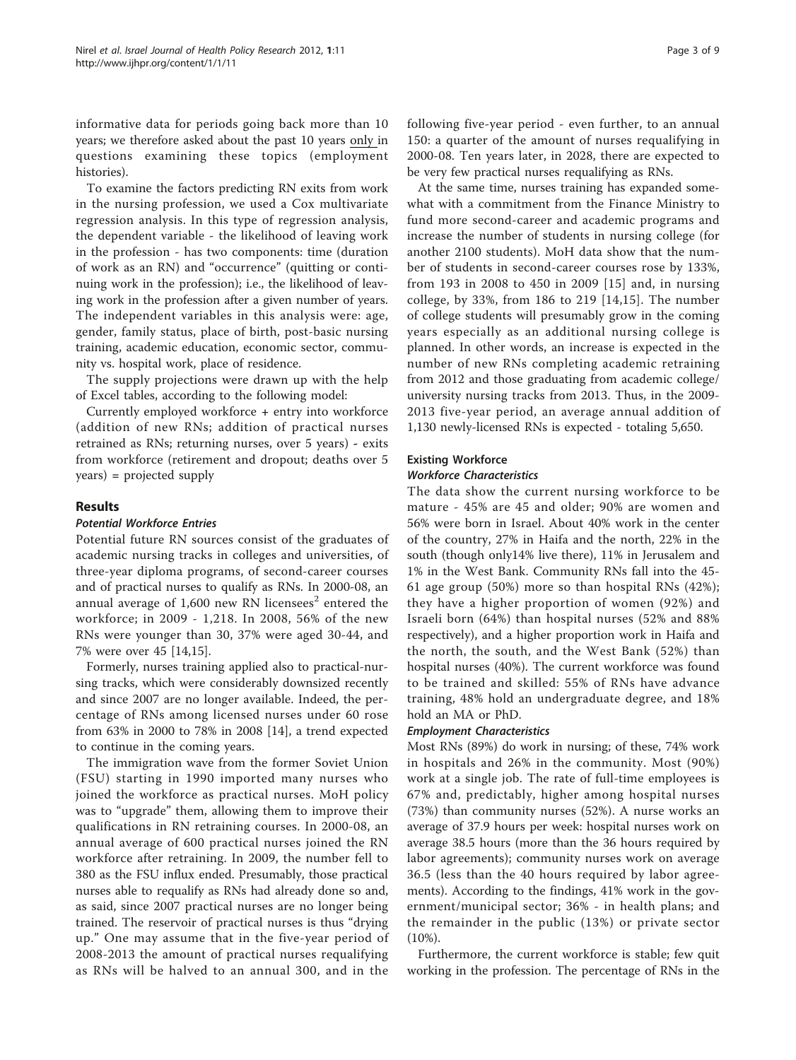informative data for periods going back more than 10 years; we therefore asked about the past 10 years only in questions examining these topics (employment histories).

To examine the factors predicting RN exits from work in the nursing profession, we used a Cox multivariate regression analysis. In this type of regression analysis, the dependent variable - the likelihood of leaving work in the profession - has two components: time (duration of work as an RN) and "occurrence" (quitting or continuing work in the profession); i.e., the likelihood of leaving work in the profession after a given number of years. The independent variables in this analysis were: age, gender, family status, place of birth, post-basic nursing training, academic education, economic sector, community vs. hospital work, place of residence.

The supply projections were drawn up with the help of Excel tables, according to the following model:

Currently employed workforce + entry into workforce (addition of new RNs; addition of practical nurses retrained as RNs; returning nurses, over 5 years) - exits from workforce (retirement and dropout; deaths over 5 years) = projected supply

## Results

### Potential Workforce Entries

Potential future RN sources consist of the graduates of academic nursing tracks in colleges and universities, of three-year diploma programs, of second-career courses and of practical nurses to qualify as RNs. In 2000-08, an annual average of 1,600 new RN licensees[2] entered the workforce; in 2009 - 1,218. In 2008, 56% of the new RNs were younger than 30, 37% were aged 30-44, and 7% were over 45 [14,15].

Formerly, nurses training applied also to practical-nursing tracks, which were considerably downsized recently and since 2007 are no longer available. Indeed, the percentage of RNs among licensed nurses under 60 rose from 63% in 2000 to 78% in 2008 [14], a trend expected to continue in the coming years.

The immigration wave from the former Soviet Union (FSU) starting in 1990 imported many nurses who joined the workforce as practical nurses. MoH policy was to "upgrade" them, allowing them to improve their qualifications in RN retraining courses. In 2000-08, an annual average of 600 practical nurses joined the RN workforce after retraining. In 2009, the number fell to 380 as the FSU influx ended. Presumably, those practical nurses able to requalify as RNs had already done so and, as said, since 2007 practical nurses are no longer being trained. The reservoir of practical nurses is thus "drying up." One may assume that in the five-year period of 2008-2013 the amount of practical nurses requalifying as RNs will be halved to an annual 300, and in the following five-year period - even further, to an annual 150: a quarter of the amount of nurses requalifying in 2000-08. Ten years later, in 2028, there are expected to be very few practical nurses requalifying as RNs.

At the same time, nurses training has expanded somewhat with a commitment from the Finance Ministry to fund more second-career and academic programs and increase the number of students in nursing college (for another 2100 students). MoH data show that the number of students in second-career courses rose by 133%, from 193 in 2008 to 450 in 2009 [15] and, in nursing college, by 33%, from 186 to 219 [14,15]. The number of college students will presumably grow in the coming years especially as an additional nursing college is planned. In other words, an increase is expected in the number of new RNs completing academic retraining from 2012 and those graduating from academic college/ university nursing tracks from 2013. Thus, in the 2009-2013 five-year period, an average annual addition of 1,130 newly-licensed RNs is expected - totaling 5,650.

### Existing Workforce

#### Workforce Characteristics

The data show the current nursing workforce to be mature - 45% are 45 and older; 90% are women and 56% were born in Israel. About 40% work in the center of the country, 27% in Haifa and the north, 22% in the south (though only14% live there), 11% in Jerusalem and 1% in the West Bank. Community RNs fall into the 45-61 age group (50%) more so than hospital RNs (42%); they have a higher proportion of women (92%) and Israeli born (64%) than hospital nurses (52% and 88% respectively), and a higher proportion work in Haifa and the north, the south, and the West Bank (52%) than hospital nurses (40%). The current workforce was found to be trained and skilled: 55% of RNs have advance training, 48% hold an undergraduate degree, and 18% hold an MA or PhD.

#### Employment Characteristics

Most RNs (89%) do work in nursing; of these, 74% work in hospitals and 26% in the community. Most (90%) work at a single job. The rate of full-time employees is 67% and, predictably, higher among hospital nurses (73%) than community nurses (52%). A nurse works an average of 37.9 hours per week: hospital nurses work on average 38.5 hours (more than the 36 hours required by labor agreements); community nurses work on average 36.5 (less than the 40 hours required by labor agreements). According to the findings, 41% work in the government/municipal sector; 36% - in health plans; and the remainder in the public (13%) or private sector (10%).

Furthermore, the current workforce is stable; few quit working in the profession. The percentage of RNs in the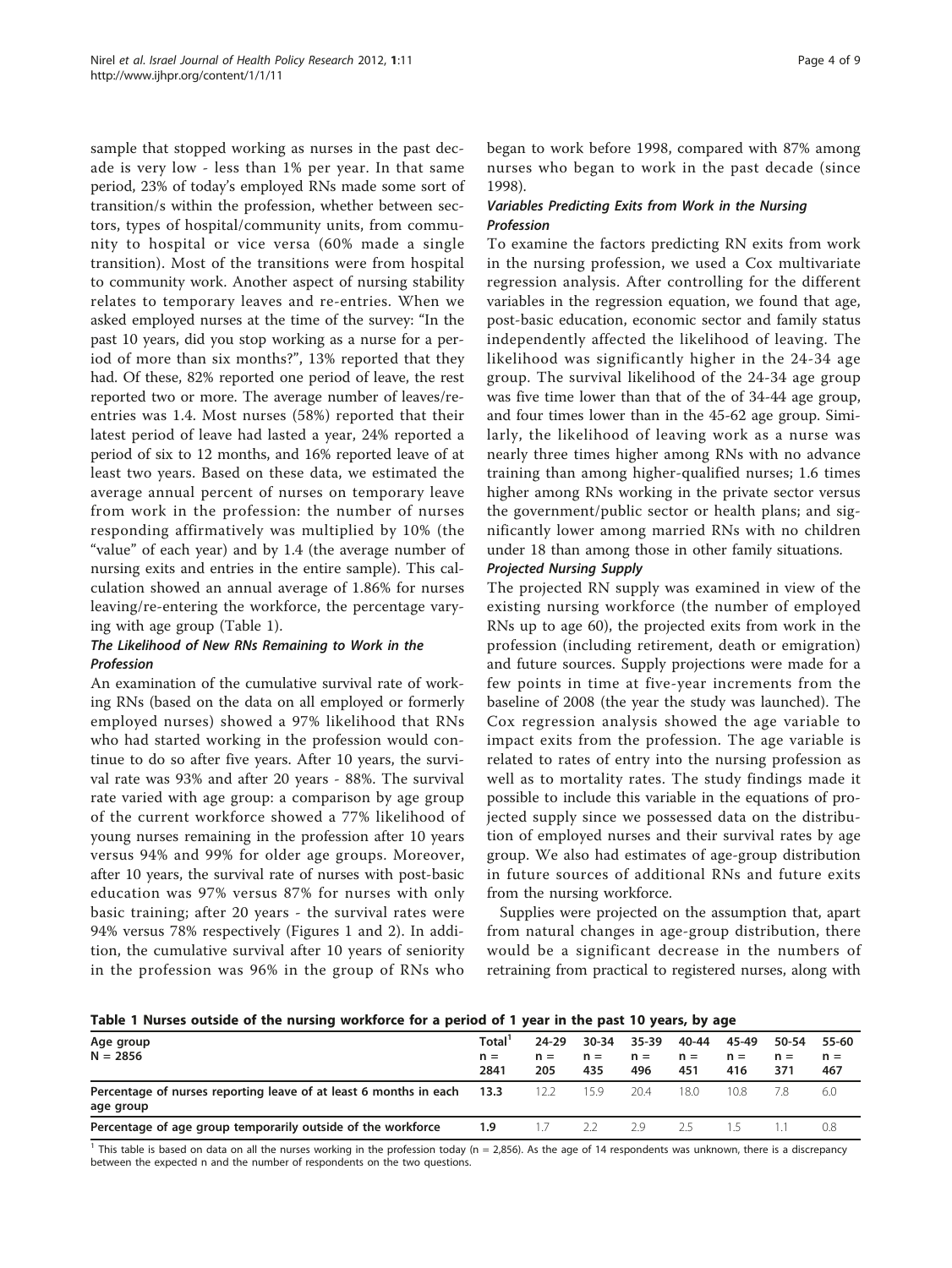sample that stopped working as nurses in the past decade is very low - less than 1% per year. In that same period, 23% of today's employed RNs made some sort of transition/s within the profession, whether between sectors, types of hospital/community units, from community to hospital or vice versa (60% made a single transition). Most of the transitions were from hospital to community work. Another aspect of nursing stability relates to temporary leaves and re-entries. When we asked employed nurses at the time of the survey: "In the past 10 years, did you stop working as a nurse for a period of more than six months?", 13% reported that they had. Of these, 82% reported one period of leave, the rest reported two or more. The average number of leaves/re-entries was 1.4. Most nurses (58%) reported that their latest period of leave had lasted a year, 24% reported a period of six to 12 months, and 16% reported leave of at least two years. Based on these data, we estimated the average annual percent of nurses on temporary leave from work in the profession: the number of nurses responding affirmatively was multiplied by 10% (the "value" of each year) and by 1.4 (the average number of nursing exits and entries in the entire sample). This calculation showed an annual average of 1.86% for nurses leaving/re-entering the workforce, the percentage varying with age group (Table 1).

### *The Likelihood of New RNs Remaining to Work in the Profession*

An examination of the cumulative survival rate of working RNs (based on the data on all employed or formerly employed nurses) showed a 97% likelihood that RNs who had started working in the profession would continue to do so after five years. After 10 years, the survival rate was 93% and after 20 years - 88%. The survival rate varied with age group: a comparison by age group of the current workforce showed a 77% likelihood of young nurses remaining in the profession after 10 years versus 94% and 99% for older age groups. Moreover, after 10 years, the survival rate of nurses with post-basic education was 97% versus 87% for nurses with only basic training; after 20 years - the survival rates were 94% versus 78% respectively (Figures 1 and 2). In addition, the cumulative survival after 10 years of seniority in the profession was 96% in the group of RNs who began to work before 1998, compared with 87% among nurses who began to work in the past decade (since 1998).

### *Variables Predicting Exits from Work in the Nursing Profession*

To examine the factors predicting RN exits from work in the nursing profession, we used a Cox multivariate regression analysis. After controlling for the different variables in the regression equation, we found that age, post-basic education, economic sector and family status independently affected the likelihood of leaving. The likelihood was significantly higher in the 24-34 age group. The survival likelihood of the 24-34 age group was five time lower than that of the of 34-44 age group, and four times lower than in the 45-62 age group. Similarly, the likelihood of leaving work as a nurse was nearly three times higher among RNs with no advance training than among higher-qualified nurses; 1.6 times higher among RNs working in the private sector versus the government/public sector or health plans; and significantly lower among married RNs with no children under 18 than among those in other family situations.

### *Projected Nursing Supply*

The projected RN supply was examined in view of the existing nursing workforce (the number of employed RNs up to age 60), the projected exits from work in the profession (including retirement, death or emigration) and future sources. Supply projections were made for a few points in time at five-year increments from the baseline of 2008 (the year the study was launched). The Cox regression analysis showed the age variable to impact exits from the profession. The age variable is related to rates of entry into the nursing profession as well as to mortality rates. The study findings made it possible to include this variable in the equations of projected supply since we possessed data on the distribution of employed nurses and their survival rates by age group. We also had estimates of age-group distribution in future sources of additional RNs and future exits from the nursing workforce.

Supplies were projected on the assumption that, apart from natural changes in age-group distribution, there would be a significant decrease in the numbers of retraining from practical to registered nurses, along with

**Table 1 Nurses outside of the nursing workforce for a period of 1 year in the past 10 years, by age**

| Age group N = 2856 | Total[1] n = 2841 | 24-29 n = 205 | 30-34 n = 435 | 35-39 n = 496 | 40-44 n = 451 | 45-49 n = 416 | 50-54 n = 371 | 55-60 n = 467 |
|---|---|---|---|---|---|---|---|---|
| Percentage of nurses reporting leave of at least 6 months in each age group | **13.3** | 12.2 | 15.9 | 20.4 | 18.0 | 10.8 | 7.8 | 6.0 |
| Percentage of age group temporarily outside of the workforce | **1.9** | 1.7 | 2.2 | 2.9 | 2.5 | 1.5 | 1.1 | 0.8 |

[1] This table is based on data on all the nurses working in the profession today (n = 2,856). As the age of 14 respondents was unknown, there is a discrepancy between the expected n and the number of respondents on the two questions.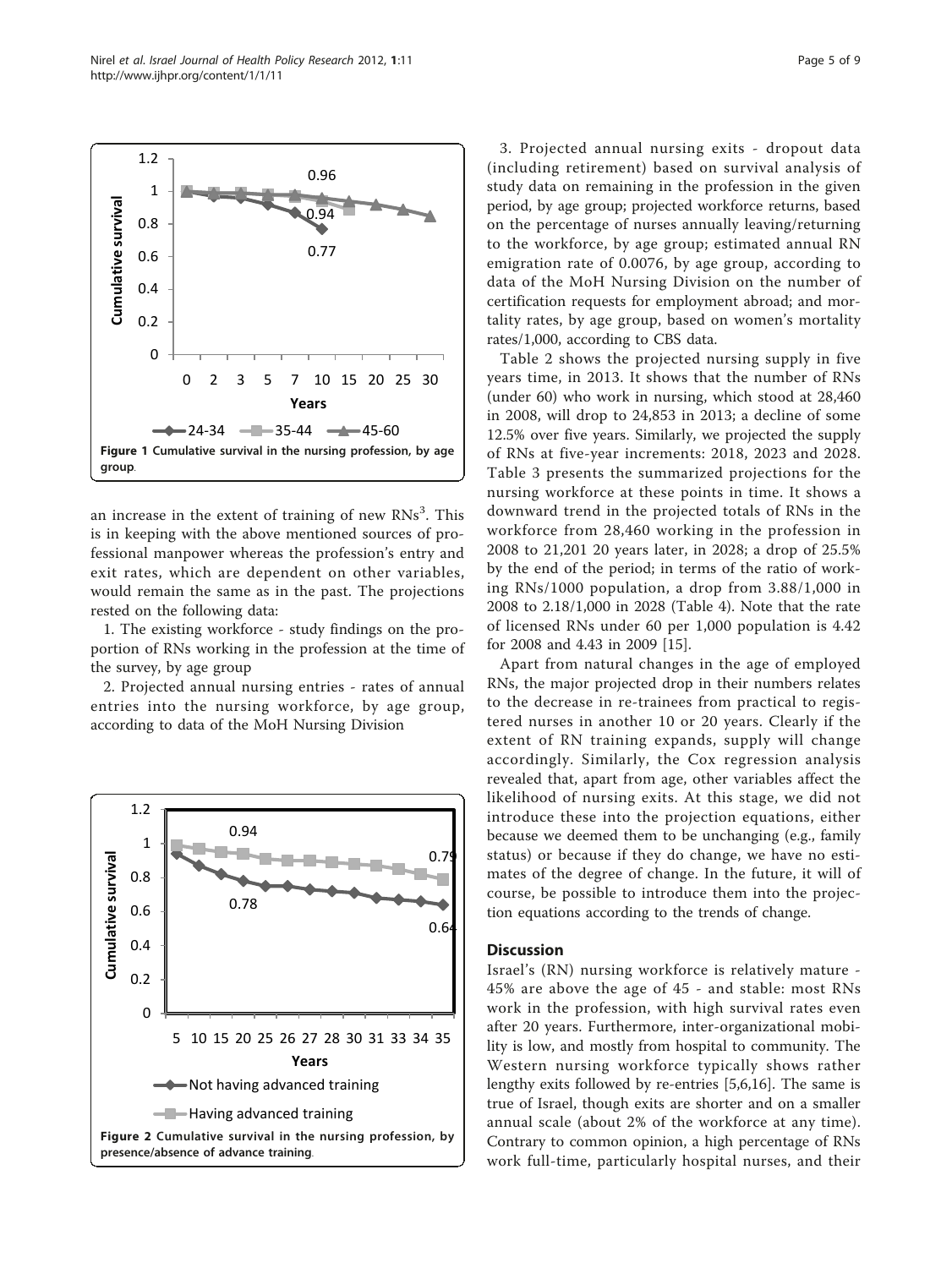Figure 1 Cumulative survival in the nursing profession, by age group.

an increase in the extent of training of new RNs[3]. This is in keeping with the above mentioned sources of professional manpower whereas the profession's entry and exit rates, which are dependent on other variables, would remain the same as in the past. The projections rested on the following data:

1. The existing workforce - study findings on the proportion of RNs working in the profession at the time of the survey, by age group

2. Projected annual nursing entries - rates of annual entries into the nursing workforce, by age group, according to data of the MoH Nursing Division

Figure 2 Cumulative survival in the nursing profession, by presence/absence of advance training.

3. Projected annual nursing exits - dropout data (including retirement) based on survival analysis of study data on remaining in the profession in the given period, by age group; projected workforce returns, based on the percentage of nurses annually leaving/returning to the workforce, by age group; estimated annual RN emigration rate of 0.0076, by age group, according to data of the MoH Nursing Division on the number of certification requests for employment abroad; and mortality rates, by age group, based on women's mortality rates/1,000, according to CBS data.

Table 2 shows the projected nursing supply in five years time, in 2013. It shows that the number of RNs (under 60) who work in nursing, which stood at 28,460 in 2008, will drop to 24,853 in 2013; a decline of some 12.5% over five years. Similarly, we projected the supply of RNs at five-year increments: 2018, 2023 and 2028. Table 3 presents the summarized projections for the nursing workforce at these points in time. It shows a downward trend in the projected totals of RNs in the workforce from 28,460 working in the profession in 2008 to 21,201 20 years later, in 2028; a drop of 25.5% by the end of the period; in terms of the ratio of working RNs/1000 population, a drop from 3.88/1,000 in 2008 to 2.18/1,000 in 2028 (Table 4). Note that the rate of licensed RNs under 60 per 1,000 population is 4.42 for 2008 and 4.43 in 2009 [15].

Apart from natural changes in the age of employed RNs, the major projected drop in their numbers relates to the decrease in re-trainees from practical to registered nurses in another 10 or 20 years. Clearly if the extent of RN training expands, supply will change accordingly. Similarly, the Cox regression analysis revealed that, apart from age, other variables affect the likelihood of nursing exits. At this stage, we did not introduce these into the projection equations, either because we deemed them to be unchanging (e.g., family status) or because if they do change, we have no estimates of the degree of change. In the future, it will of course, be possible to introduce them into the projection equations according to the trends of change.

## Discussion

Israel's (RN) nursing workforce is relatively mature - 45% are above the age of 45 - and stable: most RNs work in the profession, with high survival rates even after 20 years. Furthermore, inter-organizational mobility is low, and mostly from hospital to community. The Western nursing workforce typically shows rather lengthy exits followed by re-entries [5,6,16]. The same is true of Israel, though exits are shorter and on a smaller annual scale (about 2% of the workforce at any time). Contrary to common opinion, a high percentage of RNs work full-time, particularly hospital nurses, and their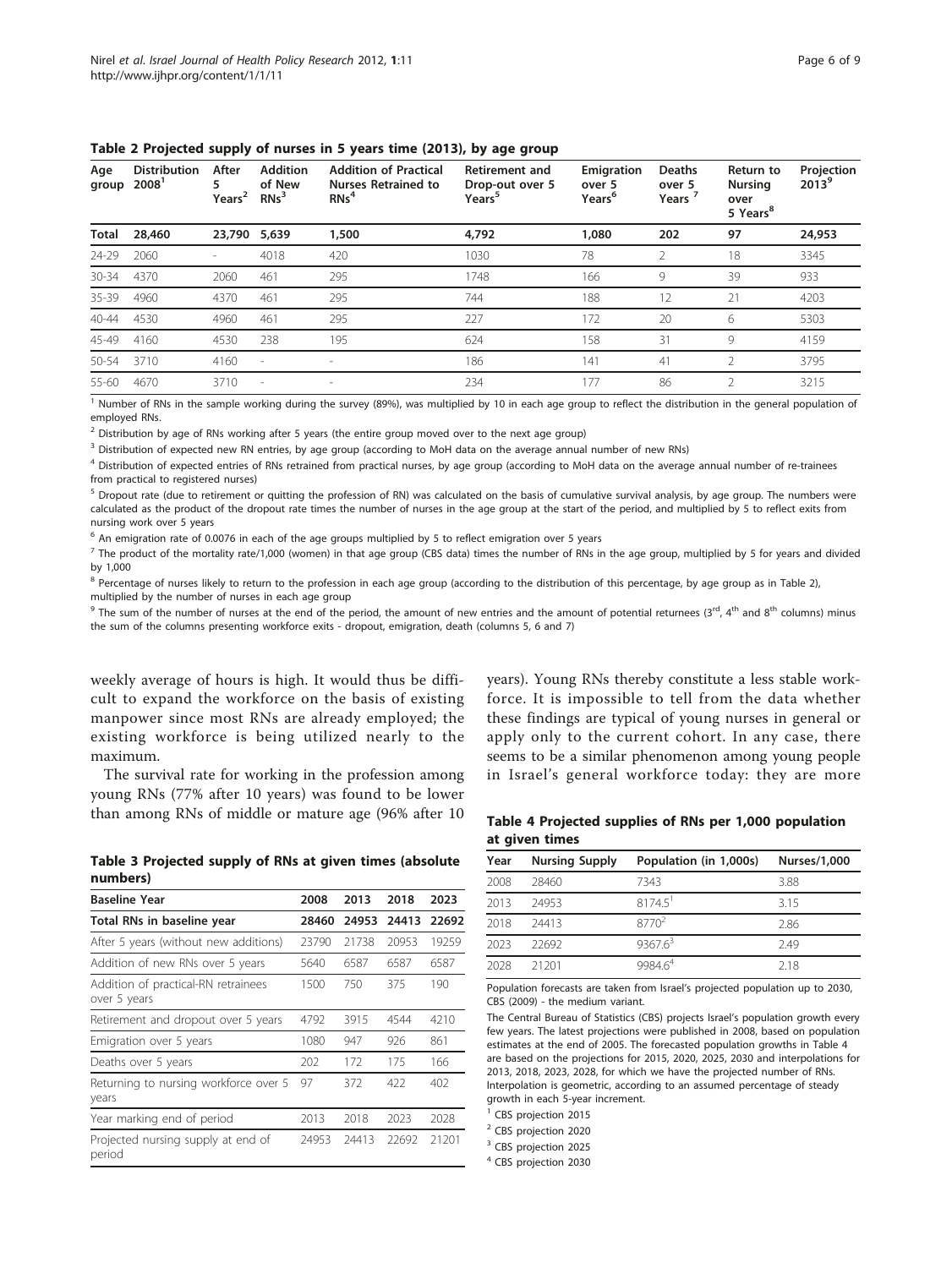**Table 2 Projected supply of nurses in 5 years time (2013), by age group**

| Age group | Distribution 2008[1] | After 5 Years[2] | Addition of New RNs[3] | Addition of Practical Nurses Retrained to RNs[4] | Retirement and Drop-out over 5 Years[5] | Emigration over 5 Years[6] | Deaths over 5 Years[7] | Return to Nursing over 5 Years[8] | Projection 2013[9] |
|---|---|---|---|---|---|---|---|---|---|
| **Total** | **28,460** | **23,790** | **5,639** | **1,500** | **4,792** | **1,080** | **202** | **97** | **24,953** |
| 24-29 | 2060 | - | 4018 | 420 | 1030 | 78 | 2 | 18 | 3345 |
| 30-34 | 4370 | 2060 | 461 | 295 | 1748 | 166 | 9 | 39 | 933 |
| 35-39 | 4960 | 4370 | 461 | 295 | 744 | 188 | 12 | 21 | 4203 |
| 40-44 | 4530 | 4960 | 461 | 295 | 227 | 172 | 20 | 6 | 5303 |
| 45-49 | 4160 | 4530 | 238 | 195 | 624 | 158 | 31 | 9 | 4159 |
| 50-54 | 3710 | 4160 | - | - | 186 | 141 | 41 | 2 | 3795 |
| 55-60 | 4670 | 3710 | - | - | 234 | 177 | 86 | 2 | 3215 |

[1] Number of RNs in the sample working during the survey (89%), was multiplied by 10 in each age group to reflect the distribution in the general population of employed RNs.

[2] Distribution by age of RNs working after 5 years (the entire group moved over to the next age group)

[3] Distribution of expected new RN entries, by age group (according to MoH data on the average annual number of new RNs)

[4] Distribution of expected entries of RNs retrained from practical nurses, by age group (according to MoH data on the average annual number of re-trainees from practical to registered nurses)

[5] Dropout rate (due to retirement or quitting the profession of RN) was calculated on the basis of cumulative survival analysis, by age group. The numbers were calculated as the product of the dropout rate times the number of nurses in the age group at the start of the period, and multiplied by 5 to reflect exits from nursing work over 5 years

[6] An emigration rate of 0.0076 in each of the age groups multiplied by 5 to reflect emigration over 5 years

[7] The product of the mortality rate/1,000 (women) in that age group (CBS data) times the number of RNs in the age group, multiplied by 5 for years and divided by 1,000

[8] Percentage of nurses likely to return to the profession in each age group (according to the distribution of this percentage, by age group as in Table 2), multiplied by the number of nurses in each age group

[9] The sum of the number of nurses at the end of the period, the amount of new entries and the amount of potential returnees (3rd, 4th and 8th columns) minus the sum of the columns presenting workforce exits - dropout, emigration, death (columns 5, 6 and 7)

weekly average of hours is high. It would thus be difficult to expand the workforce on the basis of existing manpower since most RNs are already employed; the existing workforce is being utilized nearly to the maximum.

The survival rate for working in the profession among young RNs (77% after 10 years) was found to be lower than among RNs of middle or mature age (96% after 10 years). Young RNs thereby constitute a less stable workforce. It is impossible to tell from the data whether these findings are typical of young nurses in general or apply only to the current cohort. In any case, there seems to be a similar phenomenon among young people in Israel's general workforce today: they are more

**Table 3 Projected supply of RNs at given times (absolute numbers)**

| Baseline Year | 2008 | 2013 | 2018 | 2023 |
|---|---|---|---|---|
| Total RNs in baseline year | 28460 | 24953 | 24413 | 22692 |
| After 5 years (without new additions) | 23790 | 21738 | 20953 | 19259 |
| Addition of new RNs over 5 years | 5640 | 6587 | 6587 | 6587 |
| Addition of practical-RN retrainees over 5 years | 1500 | 750 | 375 | 190 |
| Retirement and dropout over 5 years | 4792 | 3915 | 4544 | 4210 |
| Emigration over 5 years | 1080 | 947 | 926 | 861 |
| Deaths over 5 years | 202 | 172 | 175 | 166 |
| Returning to nursing workforce over 5 years | 97 | 372 | 422 | 402 |
| Year marking end of period | 2013 | 2018 | 2023 | 2028 |
| Projected nursing supply at end of period | 24953 | 24413 | 22692 | 21201 |

**Table 4 Projected supplies of RNs per 1,000 population at given times**

| Year | Nursing Supply | Population (in 1,000s) | Nurses/1,000 |
|---|---|---|---|
| 2008 | 28460 | 7343 | 3.88 |
| 2013 | 24953 | 8174.5[1] | 3.15 |
| 2018 | 24413 | 8770[2] | 2.86 |
| 2023 | 22692 | 9367.6[3] | 2.49 |
| 2028 | 21201 | 9984.6[4] | 2.18 |

Population forecasts are taken from Israel's projected population up to 2030, CBS (2009) - the medium variant.

The Central Bureau of Statistics (CBS) projects Israel's population growth every few years. The latest projections were published in 2008, based on population estimates at the end of 2005. The forecasted population growths in Table 4 are based on the projections for 2015, 2020, 2025, 2030 and interpolations for 2013, 2018, 2023, 2028, for which we have the projected number of RNs. Interpolation is geometric, according to an assumed percentage of steady growth in each 5-year increment.

[1] CBS projection 2015

[2] CBS projection 2020

[3] CBS projection 2025

[4] CBS projection 2030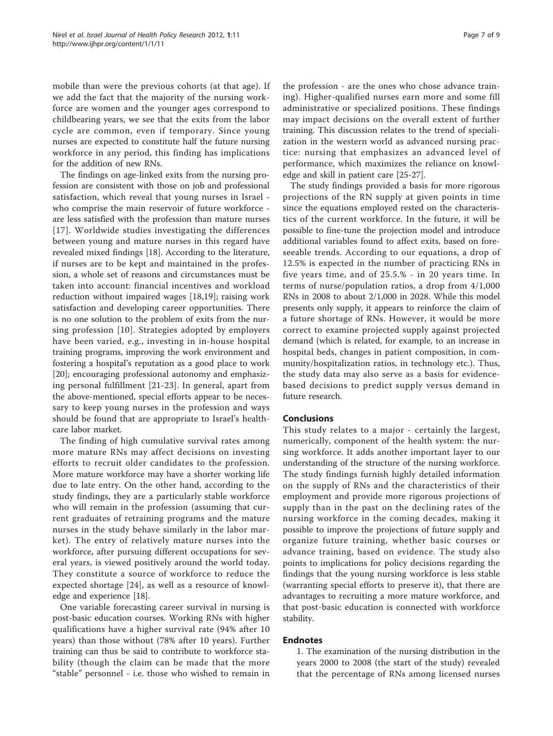mobile than were the previous cohorts (at that age). If we add the fact that the majority of the nursing workforce are women and the younger ages correspond to childbearing years, we see that the exits from the labor cycle are common, even if temporary. Since young nurses are expected to constitute half the future nursing workforce in any period, this finding has implications for the addition of new RNs.

The findings on age-linked exits from the nursing profession are consistent with those on job and professional satisfaction, which reveal that young nurses in Israel - who comprise the main reservoir of future workforce - are less satisfied with the profession than mature nurses [17]. Worldwide studies investigating the differences between young and mature nurses in this regard have revealed mixed findings [18]. According to the literature, if nurses are to be kept and maintained in the profession, a whole set of reasons and circumstances must be taken into account: financial incentives and workload reduction without impaired wages [18,19]; raising work satisfaction and developing career opportunities. There is no one solution to the problem of exits from the nursing profession [10]. Strategies adopted by employers have been varied, e.g., investing in in-house hospital training programs, improving the work environment and fostering a hospital's reputation as a good place to work [20]; encouraging professional autonomy and emphasizing personal fulfillment [21-23]. In general, apart from the above-mentioned, special efforts appear to be necessary to keep young nurses in the profession and ways should be found that are appropriate to Israel's healthcare labor market.

The finding of high cumulative survival rates among more mature RNs may affect decisions on investing efforts to recruit older candidates to the profession. More mature workforce may have a shorter working life due to late entry. On the other hand, according to the study findings, they are a particularly stable workforce who will remain in the profession (assuming that current graduates of retraining programs and the mature nurses in the study behave similarly in the labor market). The entry of relatively mature nurses into the workforce, after pursuing different occupations for several years, is viewed positively around the world today. They constitute a source of workforce to reduce the expected shortage [24], as well as a resource of knowledge and experience [18].

One variable forecasting career survival in nursing is post-basic education courses. Working RNs with higher qualifications have a higher survival rate (94% after 10 years) than those without (78% after 10 years). Further training can thus be said to contribute to workforce stability (though the claim can be made that the more "stable" personnel - i.e. those who wished to remain in the profession - are the ones who chose advance training). Higher-qualified nurses earn more and some fill administrative or specialized positions. These findings may impact decisions on the overall extent of further training. This discussion relates to the trend of specialization in the western world as advanced nursing practice: nursing that emphasizes an advanced level of performance, which maximizes the reliance on knowledge and skill in patient care [25-27].

The study findings provided a basis for more rigorous projections of the RN supply at given points in time since the equations employed rested on the characteristics of the current workforce. In the future, it will be possible to fine-tune the projection model and introduce additional variables found to affect exits, based on foreseeable trends. According to our equations, a drop of 12.5% is expected in the number of practicing RNs in five years time, and of 25.5.% - in 20 years time. In terms of nurse/population ratios, a drop from 4/1,000 RNs in 2008 to about 2/1,000 in 2028. While this model presents only supply, it appears to reinforce the claim of a future shortage of RNs. However, it would be more correct to examine projected supply against projected demand (which is related, for example, to an increase in hospital beds, changes in patient composition, in community/hospitalization ratios, in technology etc.). Thus, the study data may also serve as a basis for evidence-based decisions to predict supply versus demand in future research.

## Conclusions

This study relates to a major - certainly the largest, numerically, component of the health system: the nursing workforce. It adds another important layer to our understanding of the structure of the nursing workforce. The study findings furnish highly detailed information on the supply of RNs and the characteristics of their employment and provide more rigorous projections of supply than in the past on the declining rates of the nursing workforce in the coming decades, making it possible to improve the projections of future supply and organize future training, whether basic courses or advance training, based on evidence. The study also points to implications for policy decisions regarding the findings that the young nursing workforce is less stable (warranting special efforts to preserve it), that there are advantages to recruiting a more mature workforce, and that post-basic education is connected with workforce stability.

## Endnotes

1. The examination of the nursing distribution in the years 2000 to 2008 (the start of the study) revealed that the percentage of RNs among licensed nurses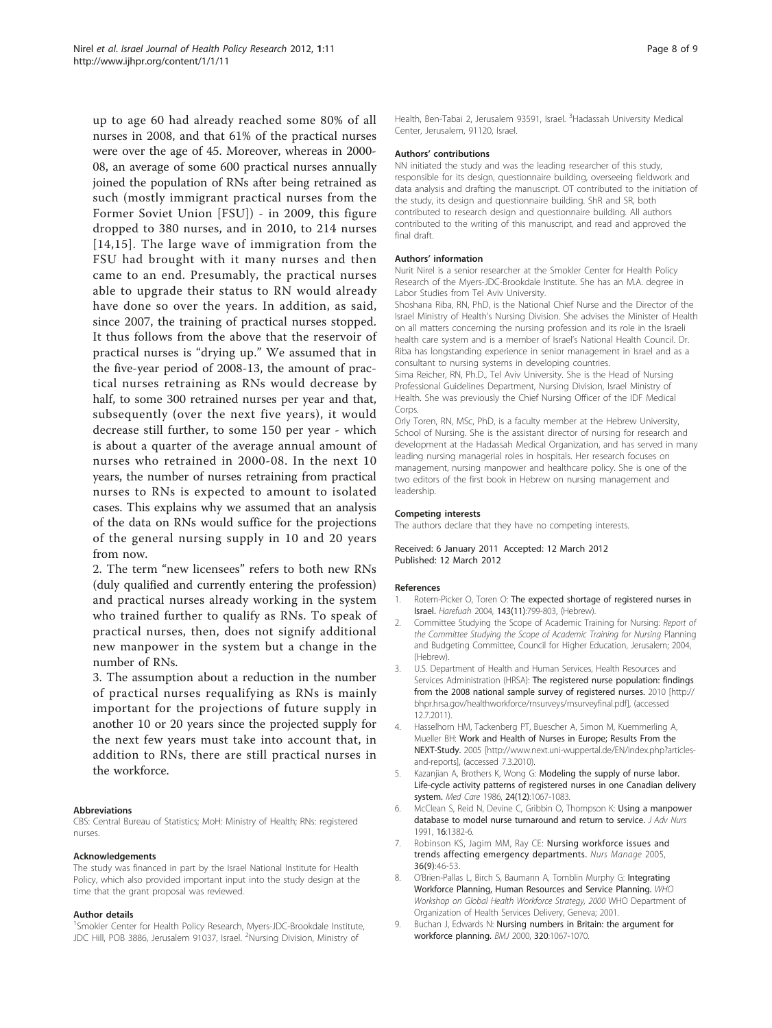up to age 60 had already reached some 80% of all nurses in 2008, and that 61% of the practical nurses were over the age of 45. Moreover, whereas in 2000-08, an average of some 600 practical nurses annually joined the population of RNs after being retrained as such (mostly immigrant practical nurses from the Former Soviet Union [FSU]) - in 2009, this figure dropped to 380 nurses, and in 2010, to 214 nurses [14,15]. The large wave of immigration from the FSU had brought with it many nurses and then came to an end. Presumably, the practical nurses able to upgrade their status to RN would already have done so over the years. In addition, as said, since 2007, the training of practical nurses stopped. It thus follows from the above that the reservoir of practical nurses is "drying up." We assumed that in the five-year period of 2008-13, the amount of practical nurses retraining as RNs would decrease by half, to some 300 retrained nurses per year and that, subsequently (over the next five years), it would decrease still further, to some 150 per year - which is about a quarter of the average annual amount of nurses who retrained in 2000-08. In the next 10 years, the number of nurses retraining from practical nurses to RNs is expected to amount to isolated cases. This explains why we assumed that an analysis of the data on RNs would suffice for the projections of the general nursing supply in 10 and 20 years from now.

2. The term "new licensees" refers to both new RNs (duly qualified and currently entering the profession) and practical nurses already working in the system who trained further to qualify as RNs. To speak of practical nurses, then, does not signify additional new manpower in the system but a change in the number of RNs.

3. The assumption about a reduction in the number of practical nurses requalifying as RNs is mainly important for the projections of future supply in another 10 or 20 years since the projected supply for the next few years must take into account that, in addition to RNs, there are still practical nurses in the workforce.

#### Abbreviations

CBS: Central Bureau of Statistics; MoH: Ministry of Health; RNs: registered nurses.

#### Acknowledgements

The study was financed in part by the Israel National Institute for Health Policy, which also provided important input into the study design at the time that the grant proposal was reviewed.

#### Author details

[1]Smokler Center for Health Policy Research, Myers-JDC-Brookdale Institute, JDC Hill, POB 3886, Jerusalem 91037, Israel. [2]Nursing Division, Ministry of Health, Ben-Tabai 2, Jerusalem 93591, Israel. [3]Hadassah University Medical Center, Jerusalem, 91120, Israel.

#### Authors' contributions

NN initiated the study and was the leading researcher of this study, responsible for its design, questionnaire building, overseeing fieldwork and data analysis and drafting the manuscript. OT contributed to the initiation of the study, its design and questionnaire building. ShR and SR, both contributed to research design and questionnaire building. All authors contributed to the writing of this manuscript, and read and approved the final draft.

#### Authors' information

Nurit Nirel is a senior researcher at the Smokler Center for Health Policy Research of the Myers-JDC-Brookdale Institute. She has an M.A. degree in Labor Studies from Tel Aviv University.

Shoshana Riba, RN, PhD, is the National Chief Nurse and the Director of the Israel Ministry of Health's Nursing Division. She advises the Minister of Health on all matters concerning the nursing profession and its role in the Israeli health care system and is a member of Israel's National Health Council. Dr. Riba has longstanding experience in senior management in Israel and as a consultant to nursing systems in developing countries.

Sima Reicher, RN, Ph.D., Tel Aviv University. She is the Head of Nursing Professional Guidelines Department, Nursing Division, Israel Ministry of Health. She was previously the Chief Nursing Officer of the IDF Medical Corps.

Orly Toren, RN, MSc, PhD, is a faculty member at the Hebrew University, School of Nursing. She is the assistant director of nursing for research and development at the Hadassah Medical Organization, and has served in many leading nursing managerial roles in hospitals. Her research focuses on management, nursing manpower and healthcare policy. She is one of the two editors of the first book in Hebrew on nursing management and leadership.

#### Competing interests

The authors declare that they have no competing interests.

Received: 6 January 2011 Accepted: 12 March 2012
Published: 12 March 2012

#### References

1. Rotem-Picker O, Toren O: **The expected shortage of registered nurses in Israel.** *Harefuah* 2004, **143(11)**:799-803, (Hebrew).
2. Committee Studying the Scope of Academic Training for Nursing: *Report of the Committee Studying the Scope of Academic Training for Nursing* Planning and Budgeting Committee, Council for Higher Education, Jerusalem; 2004, (Hebrew).
3. U.S. Department of Health and Human Services, Health Resources and Services Administration (HRSA): **The registered nurse population: findings from the 2008 national sample survey of registered nurses.** 2010 [http://bhpr.hrsa.gov/healthworkforce/rnsurveys/rnsurveyfinal.pdf], (accessed 12.7.2011).
4. Hasselhorn HM, Tackenberg PT, Buescher A, Simon M, Kuemmerling A, Mueller BH: **Work and Health of Nurses in Europe; Results From the NEXT-Study.** 2005 [http://www.next.uni-wuppertal.de/EN/index.php?articles-and-reports], (accessed 7.3.2010).
5. Kazanjian A, Brothers K, Wong G: **Modeling the supply of nurse labor. Life-cycle activity patterns of registered nurses in one Canadian delivery system.** *Med Care* 1986, **24(12)**:1067-1083.
6. McClean S, Reid N, Devine C, Gribbin O, Thompson K: **Using a manpower database to model nurse turnaround and return to service.** *J Adv Nurs* 1991, **16**:1382-6.
7. Robinson KS, Jagim MM, Ray CE: **Nursing workforce issues and trends affecting emergency departments.** *Nurs Manage* 2005, **36(9)**:46-53.
8. O'Brien-Pallas L, Birch S, Baumann A, Tomblin Murphy G: **Integrating Workforce Planning, Human Resources and Service Planning.** *WHO Workshop on Global Health Workforce Strategy, 2000* WHO Department of Organization of Health Services Delivery, Geneva; 2001.
9. Buchan J, Edwards N: **Nursing numbers in Britain: the argument for workforce planning.** *BMJ* 2000, **320**:1067-1070.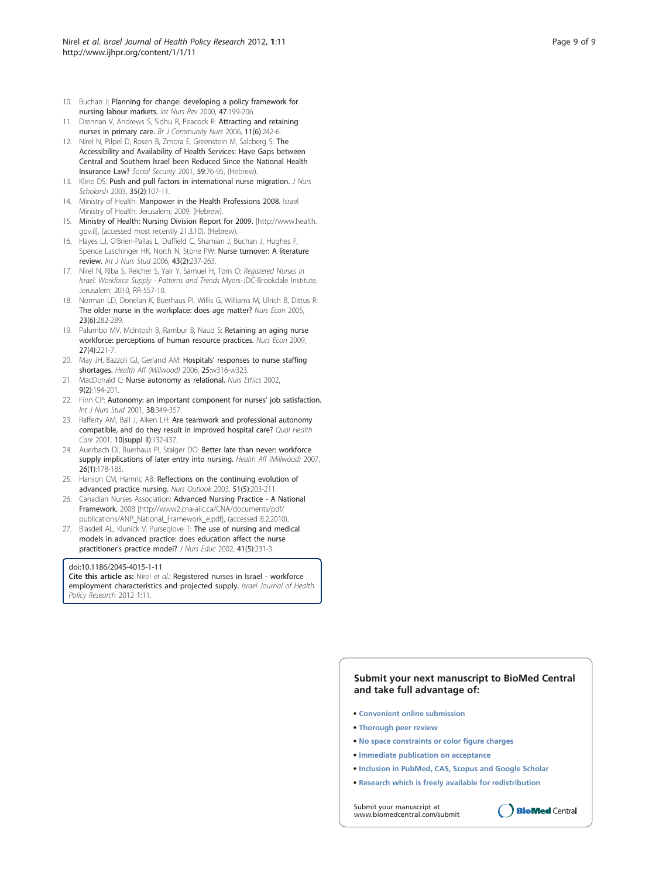10. Buchan J: Planning for change: developing a policy framework for nursing labour markets. *Int Nurs Rev* 2000, 47:199-206.
11. Drennan V, Andrews S, Sidhu R, Peacock R: Attracting and retaining nurses in primary care. *Br J Community Nurs* 2006, 11(6):242-6.
12. Nirel N, Pilpel D, Rosen B, Zmora E, Greenstein M, Salcberg S: The Accessibility and Availability of Health Services: Have Gaps between Central and Southern Israel been Reduced Since the National Health Insurance Law? *Social Security* 2001, 59:76-95, (Hebrew).
13. Kline DS: Push and pull factors in international nurse migration. *J Nurs Scholarsh* 2003, 35(2):107-11.
14. Ministry of Health: Manpower in the Health Professions 2008. Israel Ministry of Health, Jerusalem; 2009, (Hebrew).
15. Ministry of Health: Nursing Division Report for 2009. [http://www.health.gov.il], (accessed most recently 21.3.10). (Hebrew).
16. Hayes LJ, O'Brien-Pallas L, Duffield C, Shamian J, Buchan J, Hughes F, Spence Laschinger HK, North N, Stone PW: Nurse turnover: A literature review. *Int J Nurs Stud* 2006, 43(2):237-263.
17. Nirel N, Riba S, Reicher S, Yair Y, Samuel H, Torn O: *Registered Nurses in Israel: Workforce Supply - Patterns and Trends* Myers-JDC-Brookdale Institute, Jerusalem; 2010, RR-557-10.
18. Norman LD, Donelan K, Buerhaus PI, Willis G, Williams M, Ulrich B, Dittus R: The older nurse in the workplace: does age matter? *Nurs Econ* 2005, 23(6):282-289.
19. Palumbo MV, McIntosh B, Rambur B, Naud S: Retaining an aging nurse workforce: perceptions of human resource practices. *Nurs Econ* 2009, 27(4):221-7.
20. May JH, Bazzoli GJ, Gerland AM: Hospitals' responses to nurse staffing shortages. *Health Aff (Millwood)* 2006, 25:w316-w323.
21. MacDonald C: Nurse autonomy as relational. *Nurs Ethics* 2002, 9(2):194-201.
22. Finn CP: Autonomy: an important component for nurses' job satisfaction. *Int J Nurs Stud* 2001, 38:349-357.
23. Rafferty AM, Ball J, Aiken LH: Are teamwork and professional autonomy compatible, and do they result in improved hospital care? *Qual Health Care* 2001, 10(suppl II):ii32-ii37.
24. Auerbach DI, Buerhaus PI, Staiger DO: Better late than never: workforce supply implications of later entry into nursing. *Health Aff (Millwood)* 2007, 26(1):178-185.
25. Hanson CM, Hamric AB: Reflections on the continuing evolution of advanced practice nursing. *Nurs Outlook* 2003, 51(5):203-211.
26. Canadian Nurses Association: Advanced Nursing Practice - A National Framework. 2008 [http://www2.cna-aiic.ca/CNA/documents/pdf/publications/ANP_National_Framework_e.pdf], (accessed 8.2.2010).
27. Blasdell AL, Klunick V, Purseglove T: The use of nursing and medical models in advanced practice: does education affect the nurse practitioner's practice model? *J Nurs Educ* 2002, 41(5):231-3.

doi:10.1186/2045-4015-1-11
**Cite this article as:** Nirel *et al.*: Registered nurses in Israel - workforce employment characteristics and projected supply. *Israel Journal of Health Policy Research* 2012 1:11.

**Submit your next manuscript to BioMed Central and take full advantage of:**

- Convenient online submission
- Thorough peer review
- No space constraints or color figure charges
- Immediate publication on acceptance
- Inclusion in PubMed, CAS, Scopus and Google Scholar
- Research which is freely available for redistribution

Submit your manuscript at www.biomedcentral.com/submit

BioMed Central